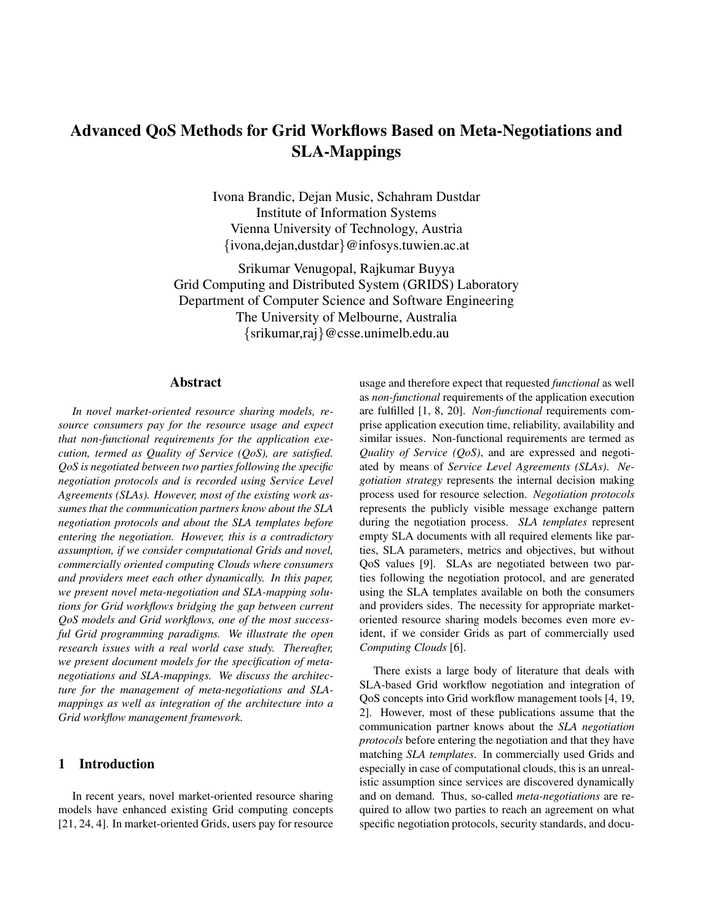# Advanced QoS Methods for Grid Workflows Based on Meta-Negotiations and SLA-Mappings

Ivona Brandic, Dejan Music, Schahram Dustdar
Institute of Information Systems
Vienna University of Technology, Austria
{ivona,dejan,dustdar}@infosys.tuwien.ac.at

Srikumar Venugopal, Rajkumar Buyya
Grid Computing and Distributed System (GRIDS) Laboratory
Department of Computer Science and Software Engineering
The University of Melbourne, Australia
{srikumar,raj}@csse.unimelb.edu.au

## Abstract

*In novel market-oriented resource sharing models, resource consumers pay for the resource usage and expect that non-functional requirements for the application execution, termed as Quality of Service (QoS), are satisfied. QoS is negotiated between two parties following the specific negotiation protocols and is recorded using Service Level Agreements (SLAs). However, most of the existing work assumes that the communication partners know about the SLA negotiation protocols and about the SLA templates before entering the negotiation. However, this is a contradictory assumption, if we consider computational Grids and novel, commercially oriented computing Clouds where consumers and providers meet each other dynamically. In this paper, we present novel meta-negotiation and SLA-mapping solutions for Grid workflows bridging the gap between current QoS models and Grid workflows, one of the most successful Grid programming paradigms. We illustrate the open research issues with a real world case study. Thereafter, we present document models for the specification of meta-negotiations and SLA-mappings. We discuss the architecture for the management of meta-negotiations and SLA-mappings as well as integration of the architecture into a Grid workflow management framework.*

## 1 Introduction

In recent years, novel market-oriented resource sharing models have enhanced existing Grid computing concepts [21, 24, 4]. In market-oriented Grids, users pay for resource usage and therefore expect that requested *functional* as well as *non-functional* requirements of the application execution are fulfilled [1, 8, 20]. *Non-functional* requirements comprise application execution time, reliability, availability and similar issues. Non-functional requirements are termed as *Quality of Service (QoS)*, and are expressed and negotiated by means of *Service Level Agreements (SLAs)*. *Negotiation strategy* represents the internal decision making process used for resource selection. *Negotiation protocols* represents the publicly visible message exchange pattern during the negotiation process. *SLA templates* represent empty SLA documents with all required elements like parties, SLA parameters, metrics and objectives, but without QoS values [9]. SLAs are negotiated between two parties following the negotiation protocol, and are generated using the SLA templates available on both the consumers and providers sides. The necessity for appropriate market-oriented resource sharing models becomes even more evident, if we consider Grids as part of commercially used *Computing Clouds* [6].

There exists a large body of literature that deals with SLA-based Grid workflow negotiation and integration of QoS concepts into Grid workflow management tools [4, 19, 2]. However, most of these publications assume that the communication partner knows about the *SLA negotiation protocols* before entering the negotiation and that they have matching *SLA templates*. In commercially used Grids and especially in case of computational clouds, this is an unrealistic assumption since services are discovered dynamically and on demand. Thus, so-called *meta-negotiations* are required to allow two parties to reach an agreement on what specific negotiation protocols, security standards, and docu-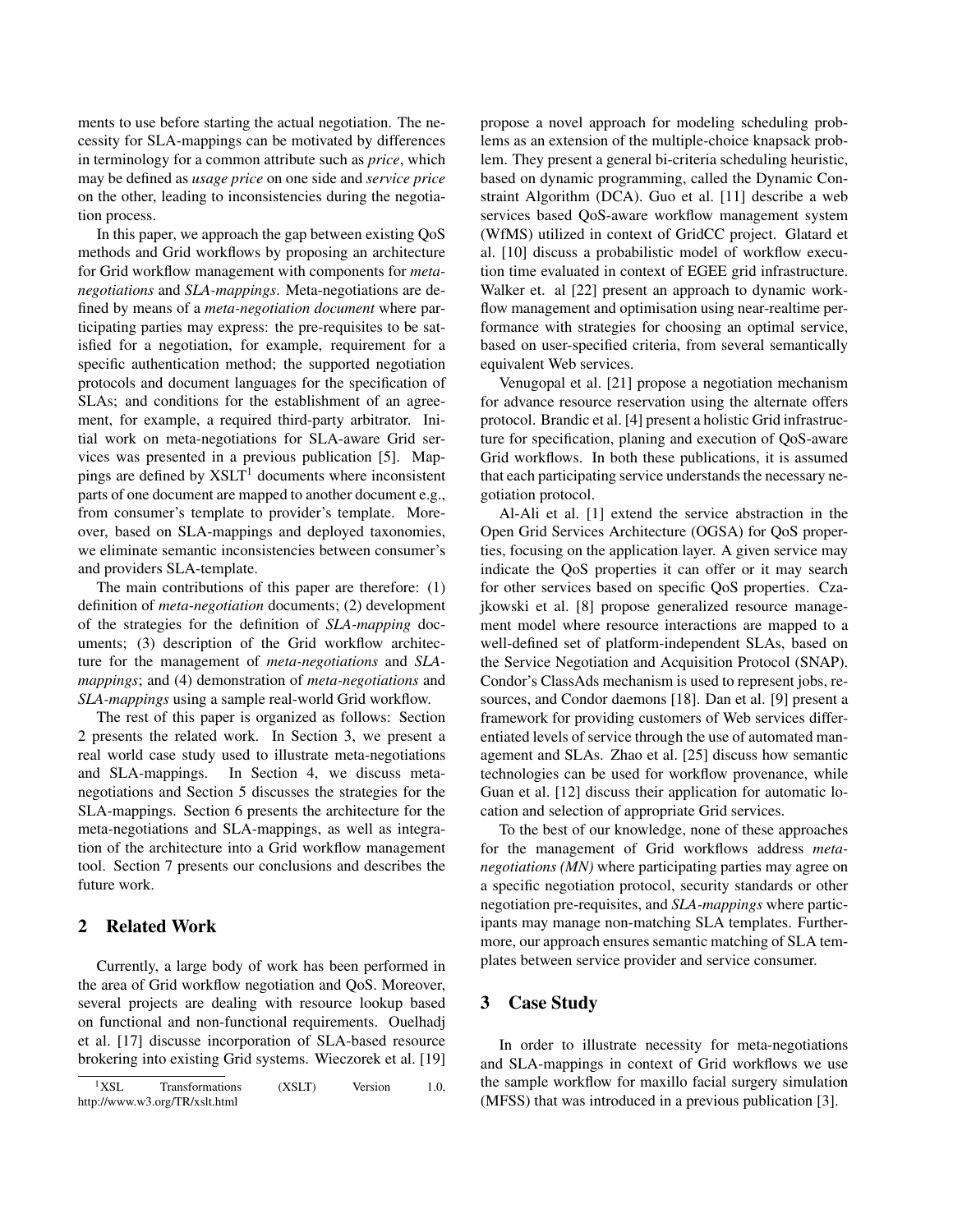ments to use before starting the actual negotiation. The necessity for SLA-mappings can be motivated by differences in terminology for a common attribute such as *price*, which may be defined as *usage price* on one side and *service price* on the other, leading to inconsistencies during the negotiation process.

In this paper, we approach the gap between existing QoS methods and Grid workflows by proposing an architecture for Grid workflow management with components for *meta-negotiations* and *SLA-mappings*. Meta-negotiations are defined by means of a *meta-negotiation document* where participating parties may express: the pre-requisites to be satisfied for a negotiation, for example, requirement for a specific authentication method; the supported negotiation protocols and document languages for the specification of SLAs; and conditions for the establishment of an agreement, for example, a required third-party arbitrator. Initial work on meta-negotiations for SLA-aware Grid services was presented in a previous publication [5]. Mappings are defined by XSLT[1] documents where inconsistent parts of one document are mapped to another document e.g., from consumer's template to provider's template. Moreover, based on SLA-mappings and deployed taxonomies, we eliminate semantic inconsistencies between consumer's and providers SLA-template.

The main contributions of this paper are therefore: (1) definition of *meta-negotiation* documents; (2) development of the strategies for the definition of *SLA-mapping* documents; (3) description of the Grid workflow architecture for the management of *meta-negotiations* and *SLA-mappings*; and (4) demonstration of *meta-negotiations* and *SLA-mappings* using a sample real-world Grid workflow.

The rest of this paper is organized as follows: Section 2 presents the related work. In Section 3, we present a real world case study used to illustrate meta-negotiations and SLA-mappings. In Section 4, we discuss meta-negotiations and Section 5 discusses the strategies for the SLA-mappings. Section 6 presents the architecture for the meta-negotiations and SLA-mappings, as well as integration of the architecture into a Grid workflow management tool. Section 7 presents our conclusions and describes the future work.

## 2 Related Work

Currently, a large body of work has been performed in the area of Grid workflow negotiation and QoS. Moreover, several projects are dealing with resource lookup based on functional and non-functional requirements. Ouelhadj et al. [17] discusse incorporation of SLA-based resource brokering into existing Grid systems. Wieczorek et al. [19] propose a novel approach for modeling scheduling problems as an extension of the multiple-choice knapsack problem. They present a general bi-criteria scheduling heuristic, based on dynamic programming, called the Dynamic Constraint Algorithm (DCA). Guo et al. [11] describe a web services based QoS-aware workflow management system (WfMS) utilized in context of GridCC project. Glatard et al. [10] discuss a probabilistic model of workflow execution time evaluated in context of EGEE grid infrastructure. Walker et. al [22] present an approach to dynamic workflow management and optimisation using near-realtime performance with strategies for choosing an optimal service, based on user-specified criteria, from several semantically equivalent Web services.

Venugopal et al. [21] propose a negotiation mechanism for advance resource reservation using the alternate offers protocol. Brandic et al. [4] present a holistic Grid infrastructure for specification, planing and execution of QoS-aware Grid workflows. In both these publications, it is assumed that each participating service understands the necessary negotiation protocol.

Al-Ali et al. [1] extend the service abstraction in the Open Grid Services Architecture (OGSA) for QoS properties, focusing on the application layer. A given service may indicate the QoS properties it can offer or it may search for other services based on specific QoS properties. Czajkowski et al. [8] propose generalized resource management model where resource interactions are mapped to a well-defined set of platform-independent SLAs, based on the Service Negotiation and Acquisition Protocol (SNAP). Condor's ClassAds mechanism is used to represent jobs, resources, and Condor daemons [18]. Dan et al. [9] present a framework for providing customers of Web services differentiated levels of service through the use of automated management and SLAs. Zhao et al. [25] discuss how semantic technologies can be used for workflow provenance, while Guan et al. [12] discuss their application for automatic location and selection of appropriate Grid services.

To the best of our knowledge, none of these approaches for the management of Grid workflows address *meta-negotiations (MN)* where participating parties may agree on a specific negotiation protocol, security standards or other negotiation pre-requisites, and *SLA-mappings* where participants may manage non-matching SLA templates. Furthermore, our approach ensures semantic matching of SLA templates between service provider and service consumer.

## 3 Case Study

In order to illustrate necessity for meta-negotiations and SLA-mappings in context of Grid workflows we use the sample workflow for maxillo facial surgery simulation (MFSS) that was introduced in a previous publication [3].

[1] XSL Transformations (XSLT) Version 1.0, http://www.w3.org/TR/xslt.html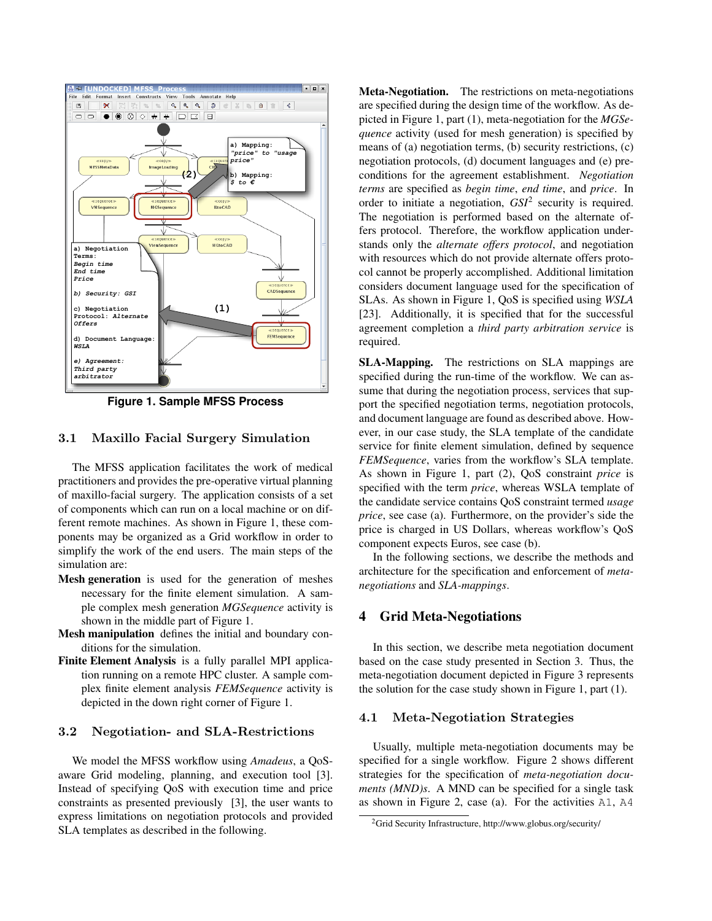Figure 1. Sample MFSS Process

### 3.1 Maxillo Facial Surgery Simulation

The MFSS application facilitates the work of medical practitioners and provides the pre-operative virtual planning of maxillo-facial surgery. The application consists of a set of components which can run on a local machine or on different remote machines. As shown in Figure 1, these components may be organized as a Grid workflow in order to simplify the work of the end users. The main steps of the simulation are:

**Mesh generation** is used for the generation of meshes necessary for the finite element simulation. A sample complex mesh generation *MGSequence* activity is shown in the middle part of Figure 1.

**Mesh manipulation** defines the initial and boundary conditions for the simulation.

**Finite Element Analysis** is a fully parallel MPI application running on a remote HPC cluster. A sample complex finite element analysis *FEMSequence* activity is depicted in the down right corner of Figure 1.

### 3.2 Negotiation- and SLA-Restrictions

We model the MFSS workflow using *Amadeus*, a QoS-aware Grid modeling, planning, and execution tool [3]. Instead of specifying QoS with execution time and price constraints as presented previously [3], the user wants to express limitations on negotiation protocols and provided SLA templates as described in the following.

**Meta-Negotiation.** The restrictions on meta-negotiations are specified during the design time of the workflow. As depicted in Figure 1, part (1), meta-negotiation for the *MGSequence* activity (used for mesh generation) is specified by means of (a) negotiation terms, (b) security restrictions, (c) negotiation protocols, (d) document languages and (e) preconditions for the agreement establishment. *Negotiation terms* are specified as *begin time*, *end time*, and *price*. In order to initiate a negotiation, *GSI*[2] security is required. The negotiation is performed based on the alternate offers protocol. Therefore, the workflow application understands only the *alternate offers protocol*, and negotiation with resources which do not provide alternate offers protocol cannot be properly accomplished. Additional limitation considers document language used for the specification of SLAs. As shown in Figure 1, QoS is specified using *WSLA* [23]. Additionally, it is specified that for the successful agreement completion a *third party arbitration service* is required.

**SLA-Mapping.** The restrictions on SLA mappings are specified during the run-time of the workflow. We can assume that during the negotiation process, services that support the specified negotiation terms, negotiation protocols, and document language are found as described above. However, in our case study, the SLA template of the candidate service for finite element simulation, defined by sequence *FEMSequence*, varies from the workflow's SLA template. As shown in Figure 1, part (2), QoS constraint *price* is specified with the term *price*, whereas WSLA template of the candidate service contains QoS constraint termed *usage price*, see case (a). Furthermore, on the provider's side the price is charged in US Dollars, whereas workflow's QoS component expects Euros, see case (b).

In the following sections, we describe the methods and architecture for the specification and enforcement of *meta-negotiations* and *SLA-mappings*.

## 4 Grid Meta-Negotiations

In this section, we describe meta negotiation document based on the case study presented in Section 3. Thus, the meta-negotiation document depicted in Figure 3 represents the solution for the case study shown in Figure 1, part (1).

### 4.1 Meta-Negotiation Strategies

Usually, multiple meta-negotiation documents may be specified for a single workflow. Figure 2 shows different strategies for the specification of *meta-negotiation documents (MND)s*. A MND can be specified for a single task as shown in Figure 2, case (a). For the activities A1, A4

[2] Grid Security Infrastructure, http://www.globus.org/security/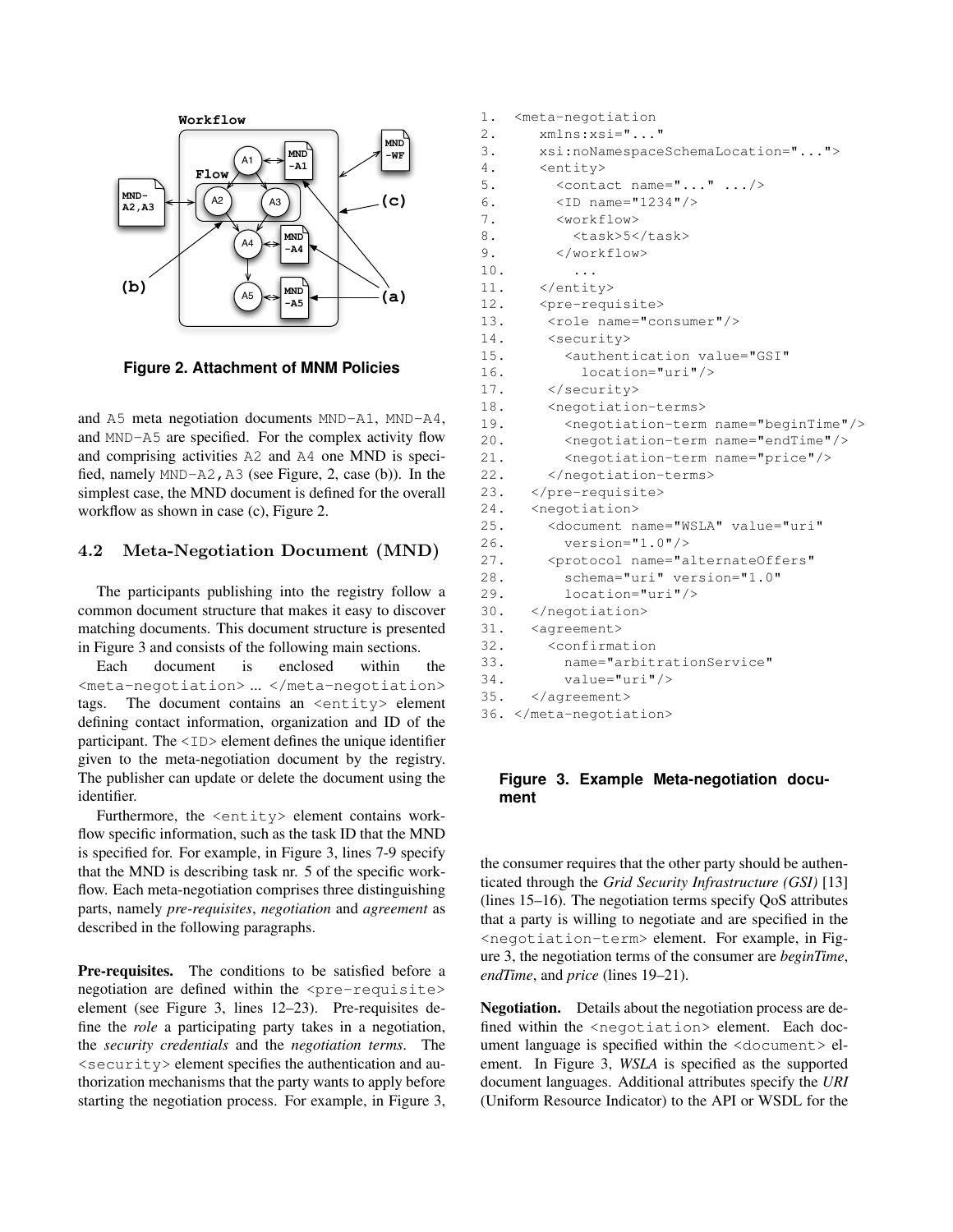Figure 2. Attachment of MNM Policies

and A5 meta negotiation documents MND-A1, MND-A4, and MND-A5 are specified. For the complex activity flow and comprising activities A2 and A4 one MND is specified, namely MND-A2,A3 (see Figure, 2, case (b)). In the simplest case, the MND document is defined for the overall workflow as shown in case (c), Figure 2.

### 4.2 Meta-Negotiation Document (MND)

The participants publishing into the registry follow a common document structure that makes it easy to discover matching documents. This document structure is presented in Figure 3 and consists of the following main sections.

Each document is enclosed within the `<meta-negotiation> ... </meta-negotiation>` tags. The document contains an `<entity>` element defining contact information, organization and ID of the participant. The `<ID>` element defines the unique identifier given to the meta-negotiation document by the registry. The publisher can update or delete the document using the identifier.

Furthermore, the `<entity>` element contains workflow specific information, such as the task ID that the MND is specified for. For example, in Figure 3, lines 7-9 specify that the MND is describing task nr. 5 of the specific workflow. Each meta-negotiation comprises three distinguishing parts, namely *pre-requisites*, *negotiation* and *agreement* as described in the following paragraphs.

**Pre-requisites.** The conditions to be satisfied before a negotiation are defined within the `<pre-requisite>` element (see Figure 3, lines 12–23). Pre-requisites define the *role* a participating party takes in a negotiation, the *security credentials* and the *negotiation terms*. The `<security>` element specifies the authentication and authorization mechanisms that the party wants to apply before starting the negotiation process. For example, in Figure 3,

```
1.  <meta-negotiation
2.     xmlns:xsi="..."
3.     xsi:noNamespaceSchemaLocation="...">
4.     <entity>
5.       <contact name="..." .../>
6.       <ID name="1234"/>
7.       <workflow>
8.         <task>5</task>
9.       </workflow>
10.        ...
11.    </entity>
12.    <pre-requisite>
13.     <role name="consumer"/>
14.     <security>
15.       <authentication value="GSI"
16.         location="uri"/>
17.     </security>
18.     <negotiation-terms>
19.       <negotiation-term name="beginTime"/>
20.       <negotiation-term name="endTime"/>
21.       <negotiation-term name="price"/>
22.     </negotiation-terms>
23.   </pre-requisite>
24.   <negotiation>
25.     <document name="WSLA" value="uri"
26.       version="1.0"/>
27.     <protocol name="alternateOffers"
28.       schema="uri" version="1.0"
29.       location="uri"/>
30.   </negotiation>
31.   <agreement>
32.     <confirmation
33.       name="arbitrationService"
34.       value="uri"/>
35.   </agreement>
36. </meta-negotiation>
```

Figure 3. Example Meta-negotiation document

the consumer requires that the other party should be authenticated through the *Grid Security Infrastructure (GSI)* [13] (lines 15–16). The negotiation terms specify QoS attributes that a party is willing to negotiate and are specified in the `<negotiation-term>` element. For example, in Figure 3, the negotiation terms of the consumer are *beginTime*, *endTime*, and *price* (lines 19–21).

**Negotiation.** Details about the negotiation process are defined within the `<negotiation>` element. Each document language is specified within the `<document>` element. In Figure 3, *WSLA* is specified as the supported document languages. Additional attributes specify the *URI* (Uniform Resource Indicator) to the API or WSDL for the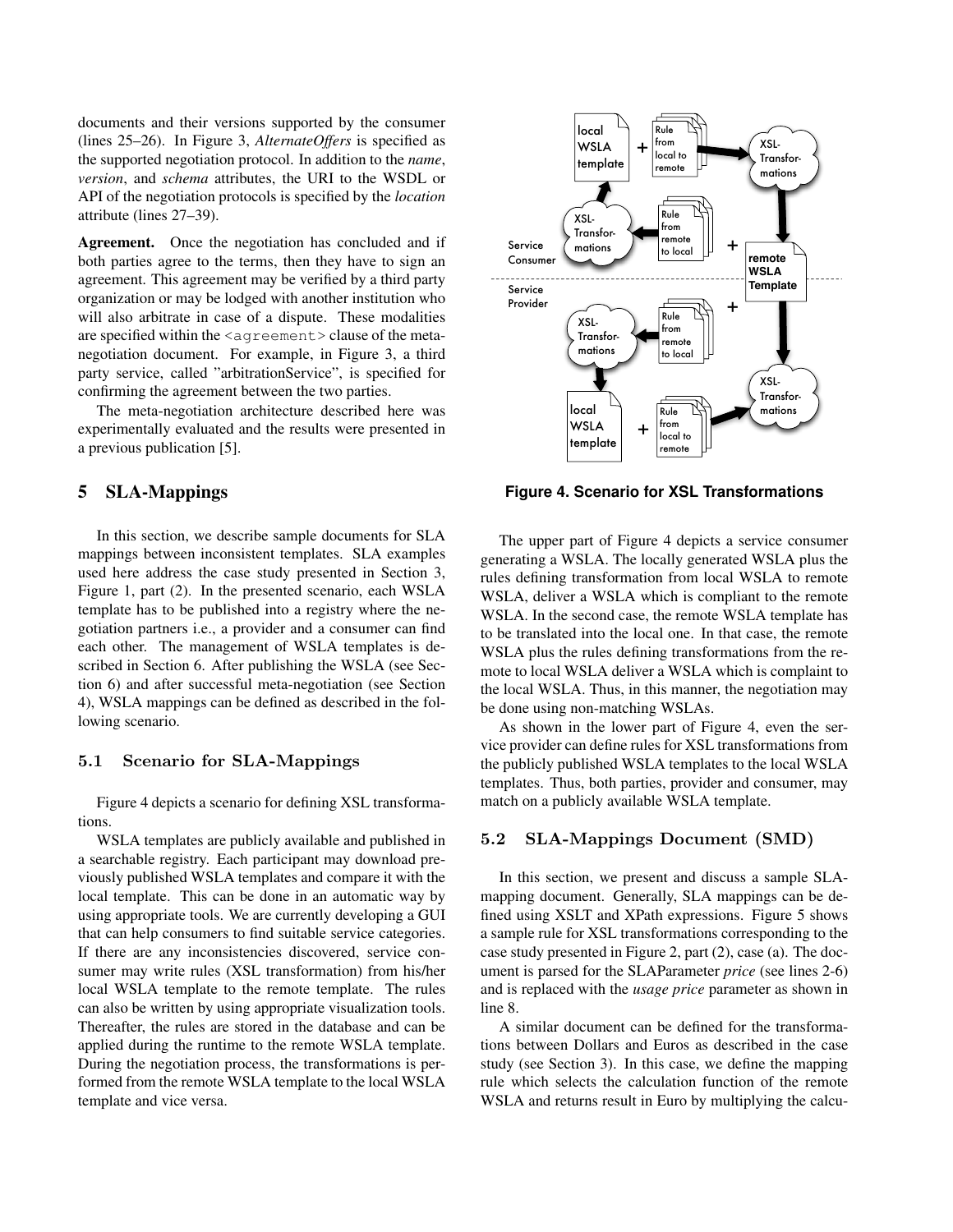documents and their versions supported by the consumer (lines 25–26). In Figure 3, *AlternateOffers* is specified as the supported negotiation protocol. In addition to the *name*, *version*, and *schema* attributes, the URI to the WSDL or API of the negotiation protocols is specified by the *location* attribute (lines 27–39).

**Agreement.** Once the negotiation has concluded and if both parties agree to the terms, then they have to sign an agreement. This agreement may be verified by a third party organization or may be lodged with another institution who will also arbitrate in case of a dispute. These modalities are specified within the <agreement> clause of the meta-negotiation document. For example, in Figure 3, a third party service, called "arbitrationService", is specified for confirming the agreement between the two parties.

The meta-negotiation architecture described here was experimentally evaluated and the results were presented in a previous publication [5].

## 5 SLA-Mappings

In this section, we describe sample documents for SLA mappings between inconsistent templates. SLA examples used here address the case study presented in Section 3, Figure 1, part (2). In the presented scenario, each WSLA template has to be published into a registry where the negotiation partners i.e., a provider and a consumer can find each other. The management of WSLA templates is described in Section 6. After publishing the WSLA (see Section 6) and after successful meta-negotiation (see Section 4), WSLA mappings can be defined as described in the following scenario.

### 5.1 Scenario for SLA-Mappings

Figure 4 depicts a scenario for defining XSL transformations.

WSLA templates are publicly available and published in a searchable registry. Each participant may download previously published WSLA templates and compare it with the local template. This can be done in an automatic way by using appropriate tools. We are currently developing a GUI that can help consumers to find suitable service categories. If there are any inconsistencies discovered, service consumer may write rules (XSL transformation) from his/her local WSLA template to the remote template. The rules can also be written by using appropriate visualization tools. Thereafter, the rules are stored in the database and can be applied during the runtime to the remote WSLA template. During the negotiation process, the transformations is performed from the remote WSLA template to the local WSLA template and vice versa.

**Figure 4. Scenario for XSL Transformations**

The upper part of Figure 4 depicts a service consumer generating a WSLA. The locally generated WSLA plus the rules defining transformation from local WSLA to remote WSLA, deliver a WSLA which is compliant to the remote WSLA. In the second case, the remote WSLA template has to be translated into the local one. In that case, the remote WSLA plus the rules defining transformations from the remote to local WSLA deliver a WSLA which is complaint to the local WSLA. Thus, in this manner, the negotiation may be done using non-matching WSLAs.

As shown in the lower part of Figure 4, even the service provider can define rules for XSL transformations from the publicly published WSLA templates to the local WSLA templates. Thus, both parties, provider and consumer, may match on a publicly available WSLA template.

### 5.2 SLA-Mappings Document (SMD)

In this section, we present and discuss a sample SLA-mapping document. Generally, SLA mappings can be defined using XSLT and XPath expressions. Figure 5 shows a sample rule for XSL transformations corresponding to the case study presented in Figure 2, part (2), case (a). The document is parsed for the SLAParameter *price* (see lines 2-6) and is replaced with the *usage price* parameter as shown in line 8.

A similar document can be defined for the transformations between Dollars and Euros as described in the case study (see Section 3). In this case, we define the mapping rule which selects the calculation function of the remote WSLA and returns result in Euro by multiplying the calcu-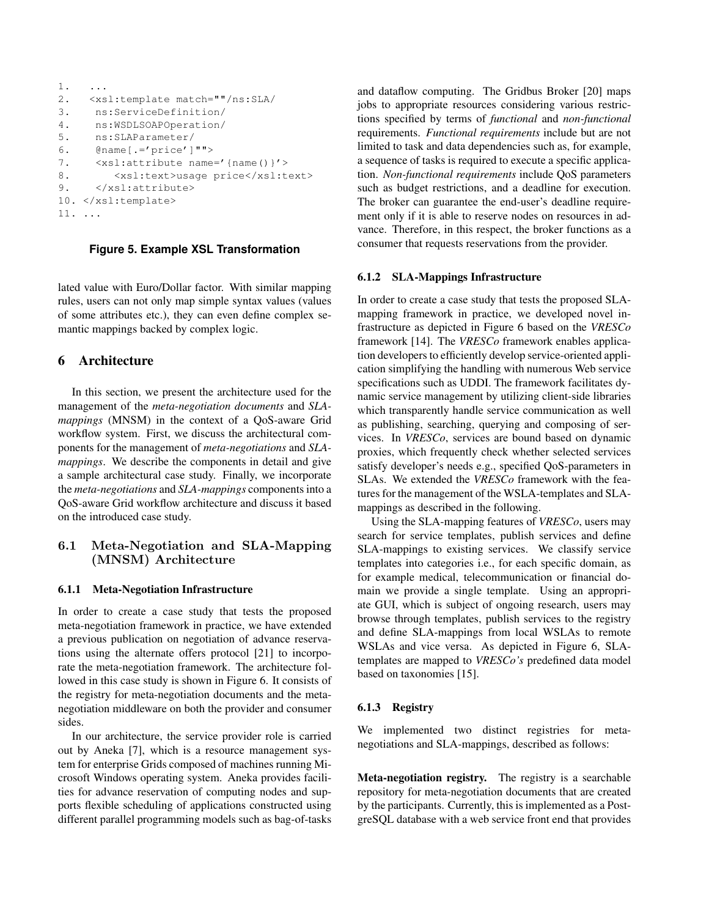```
1.   ...
2.   <xsl:template match=""/ns:SLA/
3.    ns:ServiceDefinition/
4.    ns:WSDLSOAPOperation/
5.    ns:SLAParameter/
6.    @name[.='price']"">
7.    <xsl:attribute name='{name()}'>
8.       <xsl:text>usage price</xsl:text>
9.    </xsl:attribute>
10. </xsl:template>
11. ...
```

**Figure 5. Example XSL Transformation**

lated value with Euro/Dollar factor. With similar mapping rules, users can not only map simple syntax values (values of some attributes etc.), they can even define complex semantic mappings backed by complex logic.

# 6 Architecture

In this section, we present the architecture used for the management of the *meta-negotiation documents* and *SLA-mappings* (MNSM) in the context of a QoS-aware Grid workflow system. First, we discuss the architectural components for the management of *meta-negotiations* and *SLA-mappings*. We describe the components in detail and give a sample architectural case study. Finally, we incorporate the *meta-negotiations* and *SLA-mappings* components into a QoS-aware Grid workflow architecture and discuss it based on the introduced case study.

## 6.1 Meta-Negotiation and SLA-Mapping (MNSM) Architecture

### 6.1.1 Meta-Negotiation Infrastructure

In order to create a case study that tests the proposed meta-negotiation framework in practice, we have extended a previous publication on negotiation of advance reservations using the alternate offers protocol [21] to incorporate the meta-negotiation framework. The architecture followed in this case study is shown in Figure 6. It consists of the registry for meta-negotiation documents and the meta-negotiation middleware on both the provider and consumer sides.

In our architecture, the service provider role is carried out by Aneka [7], which is a resource management system for enterprise Grids composed of machines running Microsoft Windows operating system. Aneka provides facilities for advance reservation of computing nodes and supports flexible scheduling of applications constructed using different parallel programming models such as bag-of-tasks and dataflow computing. The Gridbus Broker [20] maps jobs to appropriate resources considering various restrictions specified by terms of *functional* and *non-functional* requirements. *Functional requirements* include but are not limited to task and data dependencies such as, for example, a sequence of tasks is required to execute a specific application. *Non-functional requirements* include QoS parameters such as budget restrictions, and a deadline for execution. The broker can guarantee the end-user's deadline requirement only if it is able to reserve nodes on resources in advance. Therefore, in this respect, the broker functions as a consumer that requests reservations from the provider.

### 6.1.2 SLA-Mappings Infrastructure

In order to create a case study that tests the proposed SLA-mapping framework in practice, we developed novel infrastructure as depicted in Figure 6 based on the *VRESCo* framework [14]. The *VRESCo* framework enables application developers to efficiently develop service-oriented application simplifying the handling with numerous Web service specifications such as UDDI. The framework facilitates dynamic service management by utilizing client-side libraries which transparently handle service communication as well as publishing, searching, querying and composing of services. In *VRESCo*, services are bound based on dynamic proxies, which frequently check whether selected services satisfy developer's needs e.g., specified QoS-parameters in SLAs. We extended the *VRESCo* framework with the features for the management of the WSLA-templates and SLA-mappings as described in the following.

Using the SLA-mapping features of *VRESCo*, users may search for service templates, publish services and define SLA-mappings to existing services. We classify service templates into categories i.e., for each specific domain, as for example medical, telecommunication or financial domain we provide a single template. Using an appropriate GUI, which is subject of ongoing research, users may browse through templates, publish services to the registry and define SLA-mappings from local WSLAs to remote WSLAs and vice versa. As depicted in Figure 6, SLA-templates are mapped to *VRESCo's* predefined data model based on taxonomies [15].

### 6.1.3 Registry

We implemented two distinct registries for meta-negotiations and SLA-mappings, described as follows:

**Meta-negotiation registry.** The registry is a searchable repository for meta-negotiation documents that are created by the participants. Currently, this is implemented as a PostgreSQL database with a web service front end that provides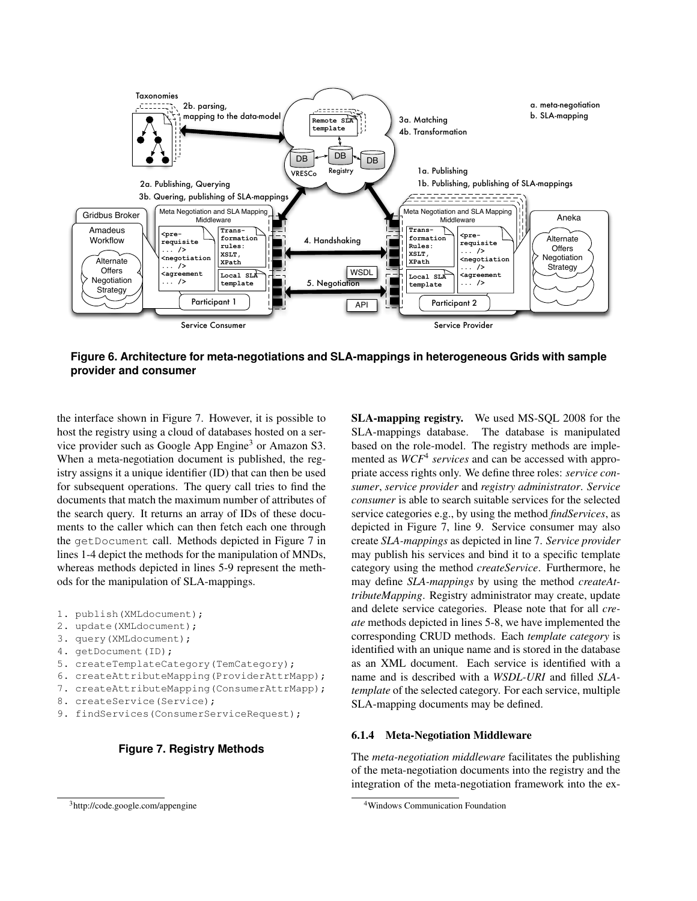Figure 6. Architecture for meta-negotiations and SLA-mappings in heterogeneous Grids with sample provider and consumer

the interface shown in Figure 7. However, it is possible to host the registry using a cloud of databases hosted on a service provider such as Google App Engine[3] or Amazon S3. When a meta-negotiation document is published, the registry assigns it a unique identifier (ID) that can then be used for subsequent operations. The query call tries to find the documents that match the maximum number of attributes of the search query. It returns an array of IDs of these documents to the caller which can then fetch each one through the `getDocument` call. Methods depicted in Figure 7 in lines 1-4 depict the methods for the manipulation of MNDs, whereas methods depicted in lines 5-9 represent the methods for the manipulation of SLA-mappings.

```
1. publish(XMLdocument);
2. update(XMLdocument);
3. query(XMLdocument);
4. getDocument(ID);
5. createTemplateCategory(TemCategory);
6. createAttributeMapping(ProviderAttrMapp);
7. createAttributeMapping(ConsumerAttrMapp);
8. createService(Service);
9. findServices(ConsumerServiceRequest);
```

**Figure 7. Registry Methods**

**SLA-mapping registry.** We used MS-SQL 2008 for the SLA-mappings database. The database is manipulated based on the role-model. The registry methods are implemented as *WCF*[4] *services* and can be accessed with appropriate access rights only. We define three roles: *service consumer*, *service provider* and *registry administrator*. *Service consumer* is able to search suitable services for the selected service categories e.g., by using the method *findServices*, as depicted in Figure 7, line 9. Service consumer may also create *SLA-mappings* as depicted in line 7. *Service provider* may publish his services and bind it to a specific template category using the method *createService*. Furthermore, he may define *SLA-mappings* by using the method *createAttributeMapping*. Registry administrator may create, update and delete service categories. Please note that for all *create* methods depicted in lines 5-8, we have implemented the corresponding CRUD methods. Each *template category* is identified with an unique name and is stored in the database as an XML document. Each service is identified with a name and is described with a *WSDL-URI* and filled *SLA-template* of the selected category. For each service, multiple SLA-mapping documents may be defined.

#### 6.1.4 Meta-Negotiation Middleware

The *meta-negotiation middleware* facilitates the publishing of the meta-negotiation documents into the registry and the integration of the meta-negotiation framework into the ex-

[3] http://code.google.com/appengine

[4] Windows Communication Foundation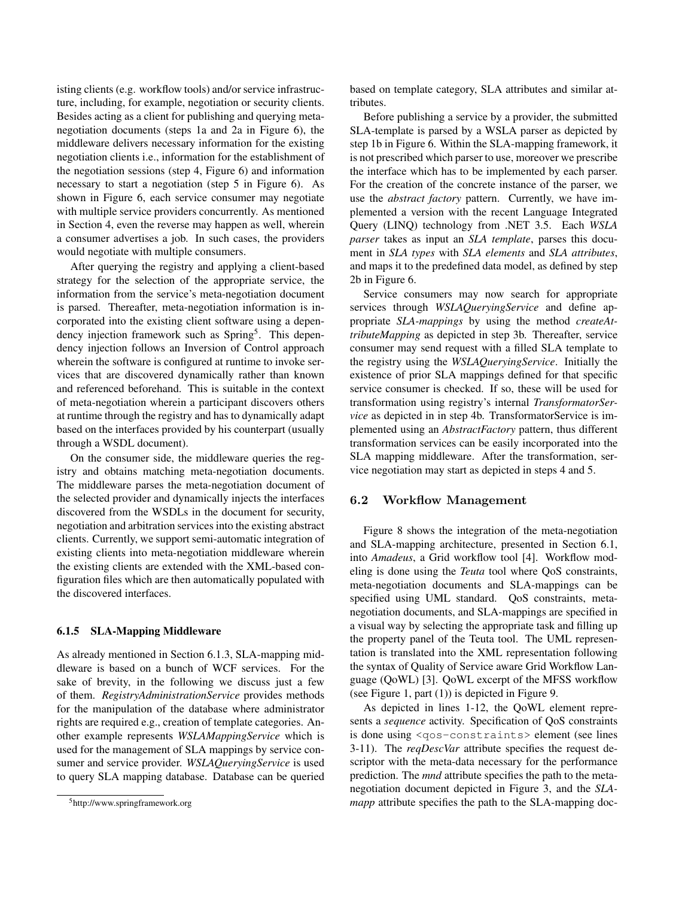isting clients (e.g. workflow tools) and/or service infrastructure, including, for example, negotiation or security clients. Besides acting as a client for publishing and querying meta-negotiation documents (steps 1a and 2a in Figure 6), the middleware delivers necessary information for the existing negotiation clients i.e., information for the establishment of the negotiation sessions (step 4, Figure 6) and information necessary to start a negotiation (step 5 in Figure 6). As shown in Figure 6, each service consumer may negotiate with multiple service providers concurrently. As mentioned in Section 4, even the reverse may happen as well, wherein a consumer advertises a job. In such cases, the providers would negotiate with multiple consumers.

After querying the registry and applying a client-based strategy for the selection of the appropriate service, the information from the service's meta-negotiation document is parsed. Thereafter, meta-negotiation information is incorporated into the existing client software using a dependency injection framework such as Spring[5]. This dependency injection follows an Inversion of Control approach wherein the software is configured at runtime to invoke services that are discovered dynamically rather than known and referenced beforehand. This is suitable in the context of meta-negotiation wherein a participant discovers others at runtime through the registry and has to dynamically adapt based on the interfaces provided by his counterpart (usually through a WSDL document).

On the consumer side, the middleware queries the registry and obtains matching meta-negotiation documents. The middleware parses the meta-negotiation document of the selected provider and dynamically injects the interfaces discovered from the WSDLs in the document for security, negotiation and arbitration services into the existing abstract clients. Currently, we support semi-automatic integration of existing clients into meta-negotiation middleware wherein the existing clients are extended with the XML-based configuration files which are then automatically populated with the discovered interfaces.

#### 6.1.5 SLA-Mapping Middleware

As already mentioned in Section 6.1.3, SLA-mapping middleware is based on a bunch of WCF services. For the sake of brevity, in the following we discuss just a few of them. *RegistryAdministrationService* provides methods for the manipulation of the database where administrator rights are required e.g., creation of template categories. Another example represents *WSLAMappingService* which is used for the management of SLA mappings by service consumer and service provider. *WSLAQueryingService* is used to query SLA mapping database. Database can be queried based on template category, SLA attributes and similar attributes.

Before publishing a service by a provider, the submitted SLA-template is parsed by a WSLA parser as depicted by step 1b in Figure 6. Within the SLA-mapping framework, it is not prescribed which parser to use, moreover we prescribe the interface which has to be implemented by each parser. For the creation of the concrete instance of the parser, we use the *abstract factory* pattern. Currently, we have implemented a version with the recent Language Integrated Query (LINQ) technology from .NET 3.5. Each *WSLA parser* takes as input an *SLA template*, parses this document in *SLA types* with *SLA elements* and *SLA attributes*, and maps it to the predefined data model, as defined by step 2b in Figure 6.

Service consumers may now search for appropriate services through *WSLAQueryingService* and define appropriate *SLA-mappings* by using the method *createAttributeMapping* as depicted in step 3b. Thereafter, service consumer may send request with a filled SLA template to the registry using the *WSLAQueryingService*. Initially the existence of prior SLA mappings defined for that specific service consumer is checked. If so, these will be used for transformation using registry's internal *TransformatorService* as depicted in in step 4b. TransformatorService is implemented using an *AbstractFactory* pattern, thus different transformation services can be easily incorporated into the SLA mapping middleware. After the transformation, service negotiation may start as depicted in steps 4 and 5.

### 6.2 Workflow Management

Figure 8 shows the integration of the meta-negotiation and SLA-mapping architecture, presented in Section 6.1, into *Amadeus*, a Grid workflow tool [4]. Workflow modeling is done using the *Teuta* tool where QoS constraints, meta-negotiation documents and SLA-mappings can be specified using UML standard. QoS constraints, meta-negotiation documents, and SLA-mappings are specified in a visual way by selecting the appropriate task and filling up the property panel of the Teuta tool. The UML representation is translated into the XML representation following the syntax of Quality of Service aware Grid Workflow Language (QoWL) [3]. QoWL excerpt of the MFSS workflow (see Figure 1, part (1)) is depicted in Figure 9.

As depicted in lines 1-12, the QoWL element represents a *sequence* activity. Specification of QoS constraints is done using `<qos-constraints>` element (see lines 3-11). The *reqDescVar* attribute specifies the request descriptor with the meta-data necessary for the performance prediction. The *mnd* attribute specifies the path to the meta-negotiation document depicted in Figure 3, and the *SLA-mapp* attribute specifies the path to the SLA-mapping doc-

[5] http://www.springframework.org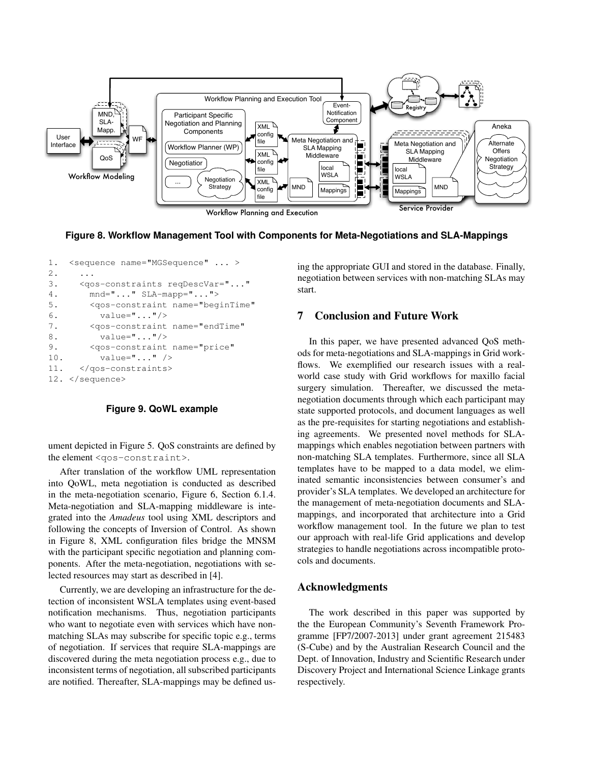**Figure 8. Workflow Management Tool with Components for Meta-Negotiations and SLA-Mappings**

```
1.  <sequence name="MGSequence" ... >
2.    ...
3.    <qos-constraints reqDescVar="..."
4.      mnd="..." SLA-mapp="...">
5.      <qos-constraint name="beginTime"
6.        value="..."/>
7.      <qos-constraint name="endTime"
8.        value="..."/>
9.      <qos-constraint name="price"
10.       value="..." />
11.   </qos-constraints>
12. </sequence>
```

**Figure 9. QoWL example**

ument depicted in Figure 5. QoS constraints are defined by the element <qos-constraint>.

After translation of the workflow UML representation into QoWL, meta negotiation is conducted as described in the meta-negotiation scenario, Figure 6, Section 6.1.4. Meta-negotiation and SLA-mapping middleware is integrated into the *Amadeus* tool using XML descriptors and following the concepts of Inversion of Control. As shown in Figure 8, XML configuration files bridge the MNSM with the participant specific negotiation and planning components. After the meta-negotiation, negotiations with selected resources may start as described in [4].

Currently, we are developing an infrastructure for the detection of inconsistent WSLA templates using event-based notification mechanisms. Thus, negotiation participants who want to negotiate even with services which have non-matching SLAs may subscribe for specific topic e.g., terms of negotiation. If services that require SLA-mappings are discovered during the meta negotiation process e.g., due to inconsistent terms of negotiation, all subscribed participants are notified. Thereafter, SLA-mappings may be defined using the appropriate GUI and stored in the database. Finally, negotiation between services with non-matching SLAs may start.

## 7 Conclusion and Future Work

In this paper, we have presented advanced QoS methods for meta-negotiations and SLA-mappings in Grid workflows. We exemplified our research issues with a real-world case study with Grid workflows for maxillo facial surgery simulation. Thereafter, we discussed the meta-negotiation documents through which each participant may state supported protocols, and document languages as well as the pre-requisites for starting negotiations and establishing agreements. We presented novel methods for SLA-mappings which enables negotiation between partners with non-matching SLA templates. Furthermore, since all SLA templates have to be mapped to a data model, we eliminated semantic inconsistencies between consumer's and provider's SLA templates. We developed an architecture for the management of meta-negotiation documents and SLA-mappings, and incorporated that architecture into a Grid workflow management tool. In the future we plan to test our approach with real-life Grid applications and develop strategies to handle negotiations across incompatible protocols and documents.

## Acknowledgments

The work described in this paper was supported by the the European Community's Seventh Framework Programme [FP7/2007-2013] under grant agreement 215483 (S-Cube) and by the Australian Research Council and the Dept. of Innovation, Industry and Scientific Research under Discovery Project and International Science Linkage grants respectively.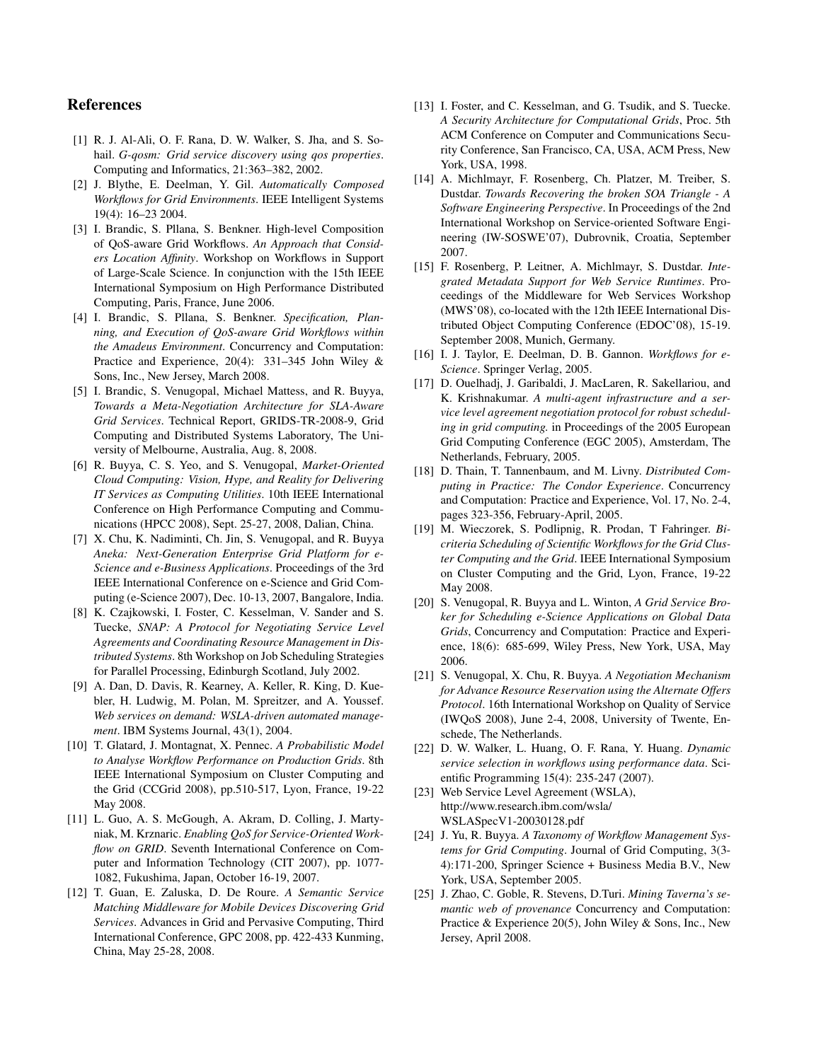## References

[1] R. J. Al-Ali, O. F. Rana, D. W. Walker, S. Jha, and S. Sohail. *G-qosm: Grid service discovery using qos properties*. Computing and Informatics, 21:363–382, 2002.

[2] J. Blythe, E. Deelman, Y. Gil. *Automatically Composed Workflows for Grid Environments*. IEEE Intelligent Systems 19(4): 16–23 2004.

[3] I. Brandic, S. Pllana, S. Benkner. High-level Composition of QoS-aware Grid Workflows. *An Approach that Considers Location Affinity*. Workshop on Workflows in Support of Large-Scale Science. In conjunction with the 15th IEEE International Symposium on High Performance Distributed Computing, Paris, France, June 2006.

[4] I. Brandic, S. Pllana, S. Benkner. *Specification, Planning, and Execution of QoS-aware Grid Workflows within the Amadeus Environment*. Concurrency and Computation: Practice and Experience, 20(4): 331–345 John Wiley & Sons, Inc., New Jersey, March 2008.

[5] I. Brandic, S. Venugopal, Michael Mattess, and R. Buyya, *Towards a Meta-Negotiation Architecture for SLA-Aware Grid Services*. Technical Report, GRIDS-TR-2008-9, Grid Computing and Distributed Systems Laboratory, The University of Melbourne, Australia, Aug. 8, 2008.

[6] R. Buyya, C. S. Yeo, and S. Venugopal, *Market-Oriented Cloud Computing: Vision, Hype, and Reality for Delivering IT Services as Computing Utilities*. 10th IEEE International Conference on High Performance Computing and Communications (HPCC 2008), Sept. 25-27, 2008, Dalian, China.

[7] X. Chu, K. Nadiminti, Ch. Jin, S. Venugopal, and R. Buyya *Aneka: Next-Generation Enterprise Grid Platform for e-Science and e-Business Applications*. Proceedings of the 3rd IEEE International Conference on e-Science and Grid Computing (e-Science 2007), Dec. 10-13, 2007, Bangalore, India.

[8] K. Czajkowski, I. Foster, C. Kesselman, V. Sander and S. Tuecke, *SNAP: A Protocol for Negotiating Service Level Agreements and Coordinating Resource Management in Distributed Systems*. 8th Workshop on Job Scheduling Strategies for Parallel Processing, Edinburgh Scotland, July 2002.

[9] A. Dan, D. Davis, R. Kearney, A. Keller, R. King, D. Kuebler, H. Ludwig, M. Polan, M. Spreitzer, and A. Youssef. *Web services on demand: WSLA-driven automated management*. IBM Systems Journal, 43(1), 2004.

[10] T. Glatard, J. Montagnat, X. Pennec. *A Probabilistic Model to Analyse Workflow Performance on Production Grids*. 8th IEEE International Symposium on Cluster Computing and the Grid (CCGrid 2008), pp.510-517, Lyon, France, 19-22 May 2008.

[11] L. Guo, A. S. McGough, A. Akram, D. Colling, J. Martyniak, M. Krznaric. *Enabling QoS for Service-Oriented Workflow on GRID*. Seventh International Conference on Computer and Information Technology (CIT 2007), pp. 1077-1082, Fukushima, Japan, October 16-19, 2007.

[12] T. Guan, E. Zaluska, D. De Roure. *A Semantic Service Matching Middleware for Mobile Devices Discovering Grid Services*. Advances in Grid and Pervasive Computing, Third International Conference, GPC 2008, pp. 422-433 Kunming, China, May 25-28, 2008.

[13] I. Foster, and C. Kesselman, and G. Tsudik, and S. Tuecke. *A Security Architecture for Computational Grids*, Proc. 5th ACM Conference on Computer and Communications Security Conference, San Francisco, CA, USA, ACM Press, New York, USA, 1998.

[14] A. Michlmayr, F. Rosenberg, Ch. Platzer, M. Treiber, S. Dustdar. *Towards Recovering the broken SOA Triangle - A Software Engineering Perspective*. In Proceedings of the 2nd International Workshop on Service-oriented Software Engineering (IW-SOSWE'07), Dubrovnik, Croatia, September 2007.

[15] F. Rosenberg, P. Leitner, A. Michlmayr, S. Dustdar. *Integrated Metadata Support for Web Service Runtimes*. Proceedings of the Middleware for Web Services Workshop (MWS'08), co-located with the 12th IEEE International Distributed Object Computing Conference (EDOC'08), 15-19. September 2008, Munich, Germany.

[16] I. J. Taylor, E. Deelman, D. B. Gannon. *Workflows for e-Science*. Springer Verlag, 2005.

[17] D. Ouelhadj, J. Garibaldi, J. MacLaren, R. Sakellariou, and K. Krishnakumar. *A multi-agent infrastructure and a service level agreement negotiation protocol for robust scheduling in grid computing.* in Proceedings of the 2005 European Grid Computing Conference (EGC 2005), Amsterdam, The Netherlands, February, 2005.

[18] D. Thain, T. Tannenbaum, and M. Livny. *Distributed Computing in Practice: The Condor Experience*. Concurrency and Computation: Practice and Experience, Vol. 17, No. 2-4, pages 323-356, February-April, 2005.

[19] M. Wieczorek, S. Podlipnig, R. Prodan, T Fahringer. *Bi-criteria Scheduling of Scientific Workflows for the Grid Cluster Computing and the Grid*. IEEE International Symposium on Cluster Computing and the Grid, Lyon, France, 19-22 May 2008.

[20] S. Venugopal, R. Buyya and L. Winton, *A Grid Service Broker for Scheduling e-Science Applications on Global Data Grids*, Concurrency and Computation: Practice and Experience, 18(6): 685-699, Wiley Press, New York, USA, May 2006.

[21] S. Venugopal, X. Chu, R. Buyya. *A Negotiation Mechanism for Advance Resource Reservation using the Alternate Offers Protocol*. 16th International Workshop on Quality of Service (IWQoS 2008), June 2-4, 2008, University of Twente, Enschede, The Netherlands.

[22] D. W. Walker, L. Huang, O. F. Rana, Y. Huang. *Dynamic service selection in workflows using performance data*. Scientific Programming 15(4): 235-247 (2007).

[23] Web Service Level Agreement (WSLA), http://www.research.ibm.com/wsla/WSLASpecV1-20030128.pdf

[24] J. Yu, R. Buyya. *A Taxonomy of Workflow Management Systems for Grid Computing*. Journal of Grid Computing, 3(3-4):171-200, Springer Science + Business Media B.V., New York, USA, September 2005.

[25] J. Zhao, C. Goble, R. Stevens, D.Turi. *Mining Taverna's semantic web of provenance* Concurrency and Computation: Practice & Experience 20(5), John Wiley & Sons, Inc., New Jersey, April 2008.